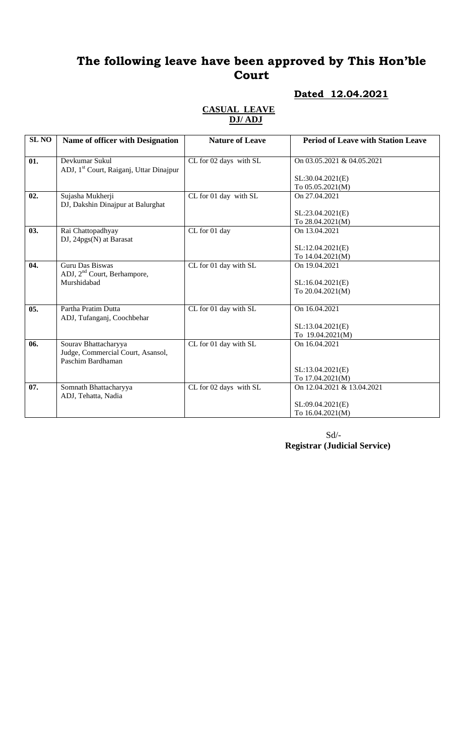# The following leave have been approved by This Hon'ble Court

**Dated 12.04.2021**

**CASUAL LEAVE**
**DJ/ ADJ**

| SL NO | Name of officer with Designation | Nature of Leave | Period of Leave with Station Leave |
|---|---|---|---|
| 01. | Devkumar Sukul<br>ADJ, 1st Court, Raiganj, Uttar Dinajpur | CL for 02 days with SL | On 03.05.2021 & 04.05.2021<br><br>SL:30.04.2021(E)<br>To 05.05.2021(M) |
| 02. | Sujasha Mukherji<br>DJ, Dakshin Dinajpur at Balurghat | CL for 01 day with SL | On 27.04.2021<br><br>SL:23.04.2021(E)<br>To 28.04.2021(M) |
| 03. | Rai Chattopadhyay<br>DJ, 24pgs(N) at Barasat | CL for 01 day | On 13.04.2021<br><br>SL:12.04.2021(E)<br>To 14.04.2021(M) |
| 04. | Guru Das Biswas<br>ADJ, 2nd Court, Berhampore, Murshidabad | CL for 01 day with SL | On 19.04.2021<br><br>SL:16.04.2021(E)<br>To 20.04.2021(M) |
| 05. | Partha Pratim Dutta<br>ADJ, Tufanganj, Coochbehar | CL for 01 day with SL | On 16.04.2021<br><br>SL:13.04.2021(E)<br>To 19.04.2021(M) |
| 06. | Sourav Bhattacharyya<br>Judge, Commercial Court, Asansol, Paschim Bardhaman | CL for 01 day with SL | On 16.04.2021<br><br>SL:13.04.2021(E)<br>To 17.04.2021(M) |
| 07. | Somnath Bhattacharyya<br>ADJ, Tehatta, Nadia | CL for 02 days with SL | On 12.04.2021 & 13.04.2021<br><br>SL:09.04.2021(E)<br>To 16.04.2021(M) |

Sd/-
**Registrar (Judicial Service)**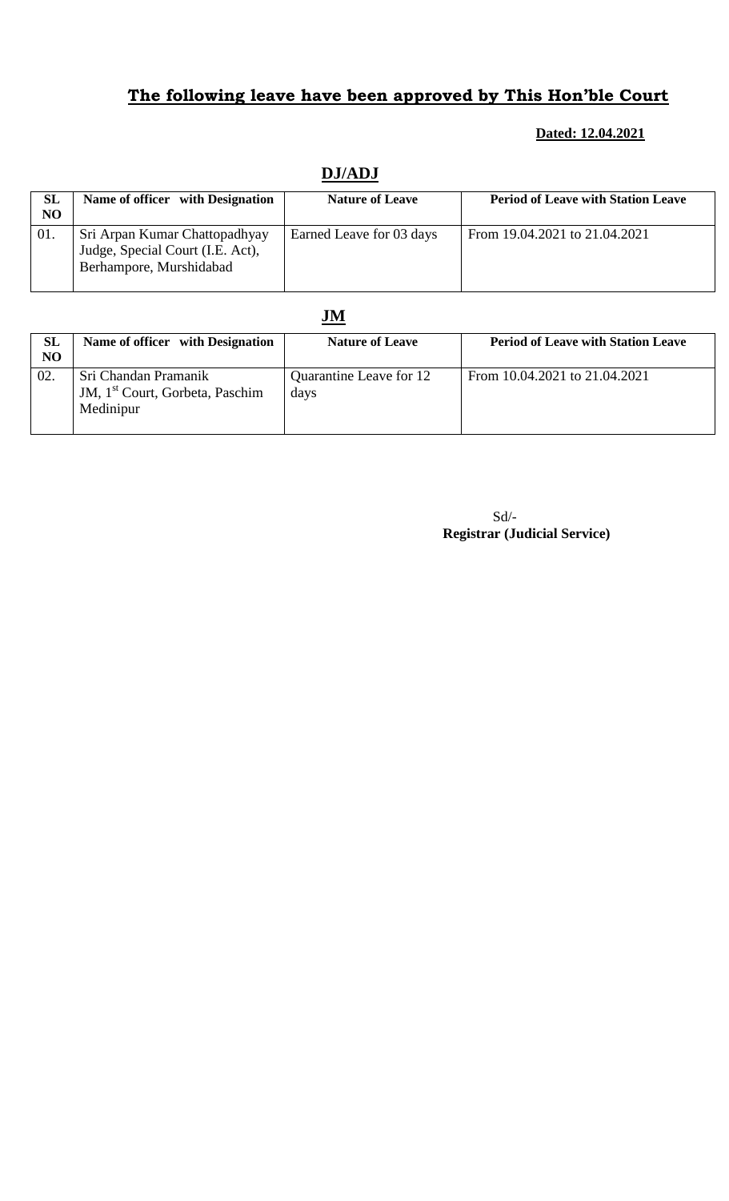# The following leave have been approved by This Hon'ble Court

**Dated: 12.04.2021**

## DJ/ADJ

| SL NO | Name of officer with Designation | Nature of Leave | Period of Leave with Station Leave |
|---|---|---|---|
| 01. | Sri Arpan Kumar Chattopadhyay Judge, Special Court (I.E. Act), Berhampore, Murshidabad | Earned Leave for 03 days | From 19.04.2021 to 21.04.2021 |

## JM

| SL NO | Name of officer with Designation | Nature of Leave | Period of Leave with Station Leave |
|---|---|---|---|
| 02. | Sri Chandan Pramanik JM, 1st Court, Gorbeta, Paschim Medinipur | Quarantine Leave for 12 days | From 10.04.2021 to 21.04.2021 |

Sd/-

**Registrar (Judicial Service)**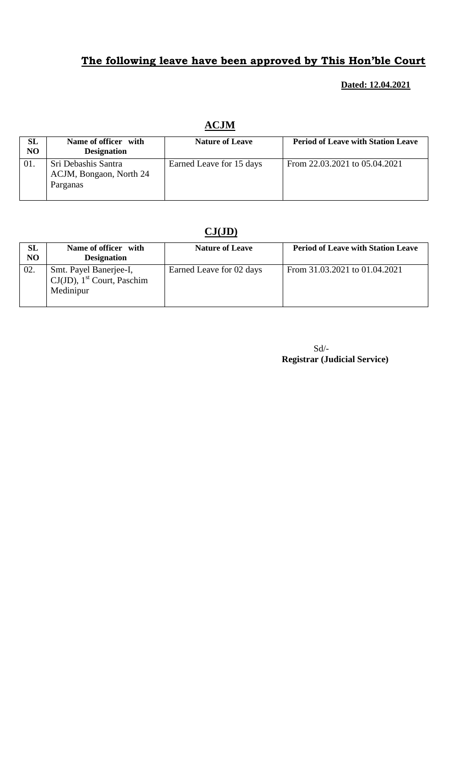# The following leave have been approved by This Hon'ble Court

**Dated: 12.04.2021**

## ACJM

| SL NO | Name of officer with Designation | Nature of Leave | Period of Leave with Station Leave |
|---|---|---|---|
| 01. | Sri Debashis Santra ACJM, Bongaon, North 24 Parganas | Earned Leave for 15 days | From 22.03.2021 to 05.04.2021 |

## CJ(JD)

| SL NO | Name of officer with Designation | Nature of Leave | Period of Leave with Station Leave |
|---|---|---|---|
| 02. | Smt. Payel Banerjee-I, CJ(JD), 1st Court, Paschim Medinipur | Earned Leave for 02 days | From 31.03.2021 to 01.04.2021 |

Sd/-
**Registrar (Judicial Service)**